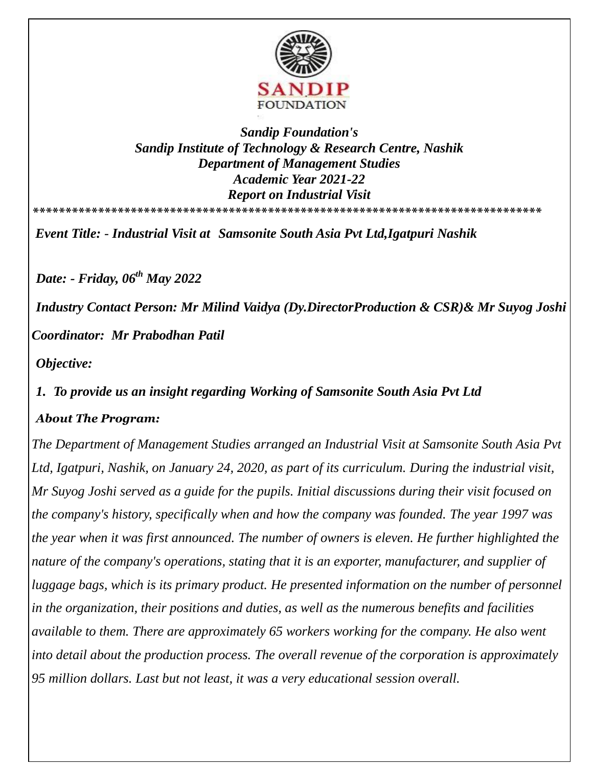*Sandip Foundation's*
*Sandip Institute of Technology & Research Centre, Nashik*
*Department of Management Studies*
*Academic Year 2021-22*
*Report on Industrial Visit*

*******************************************************************************

***Event Title: - Industrial Visit at Samsonite South Asia Pvt Ltd,Igatpuri Nashik***

***Date: - Friday, 06th May 2022***

***Industry Contact Person: Mr Milind Vaidya (Dy.DirectorProduction & CSR)& Mr Suyog Joshi***

***Coordinator: Mr Prabodhan Patil***

***Objective:***

1. ***To provide us an insight regarding Working of Samsonite South Asia Pvt Ltd***

***About The Program:***

*The Department of Management Studies arranged an Industrial Visit at Samsonite South Asia Pvt Ltd, Igatpuri, Nashik, on January 24, 2020, as part of its curriculum. During the industrial visit, Mr Suyog Joshi served as a guide for the pupils. Initial discussions during their visit focused on the company's history, specifically when and how the company was founded. The year 1997 was the year when it was first announced. The number of owners is eleven. He further highlighted the nature of the company's operations, stating that it is an exporter, manufacturer, and supplier of luggage bags, which is its primary product. He presented information on the number of personnel in the organization, their positions and duties, as well as the numerous benefits and facilities available to them. There are approximately 65 workers working for the company. He also went into detail about the production process. The overall revenue of the corporation is approximately 95 million dollars. Last but not least, it was a very educational session overall.*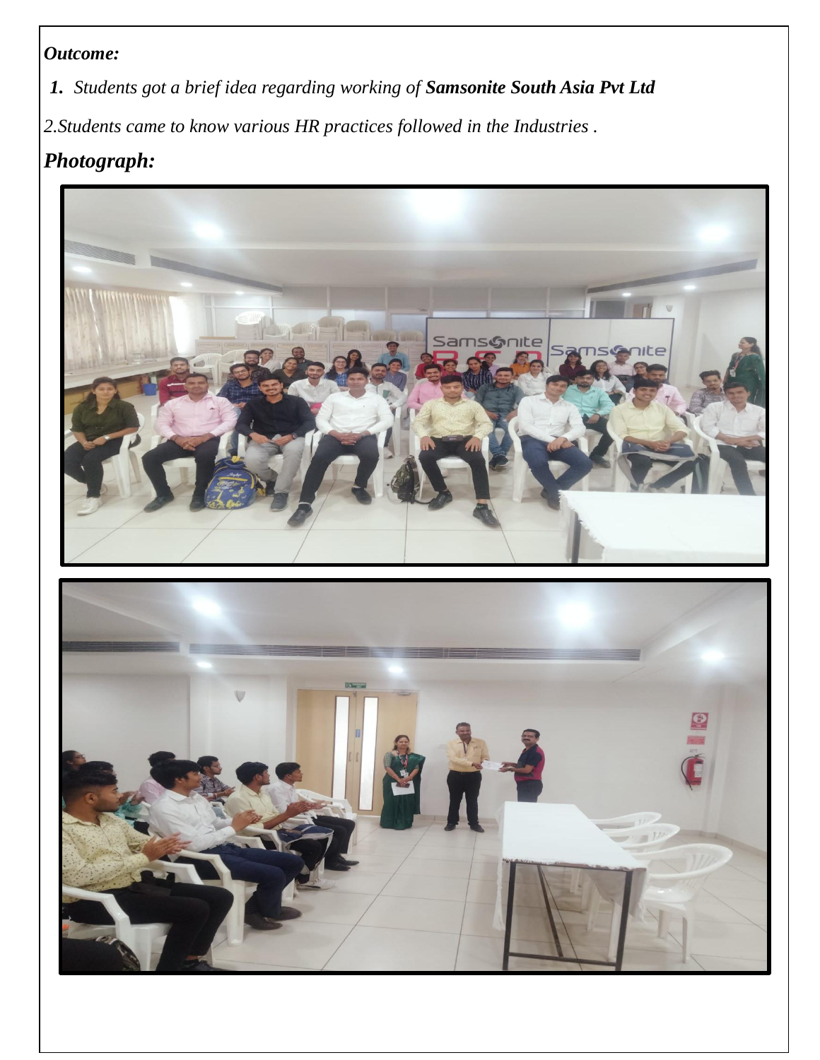***Outcome:***

**1.** *Students got a brief idea regarding working of* ***Samsonite South Asia Pvt Ltd***

*2.Students came to know various HR practices followed in the Industries .*

## ***Photograph:***